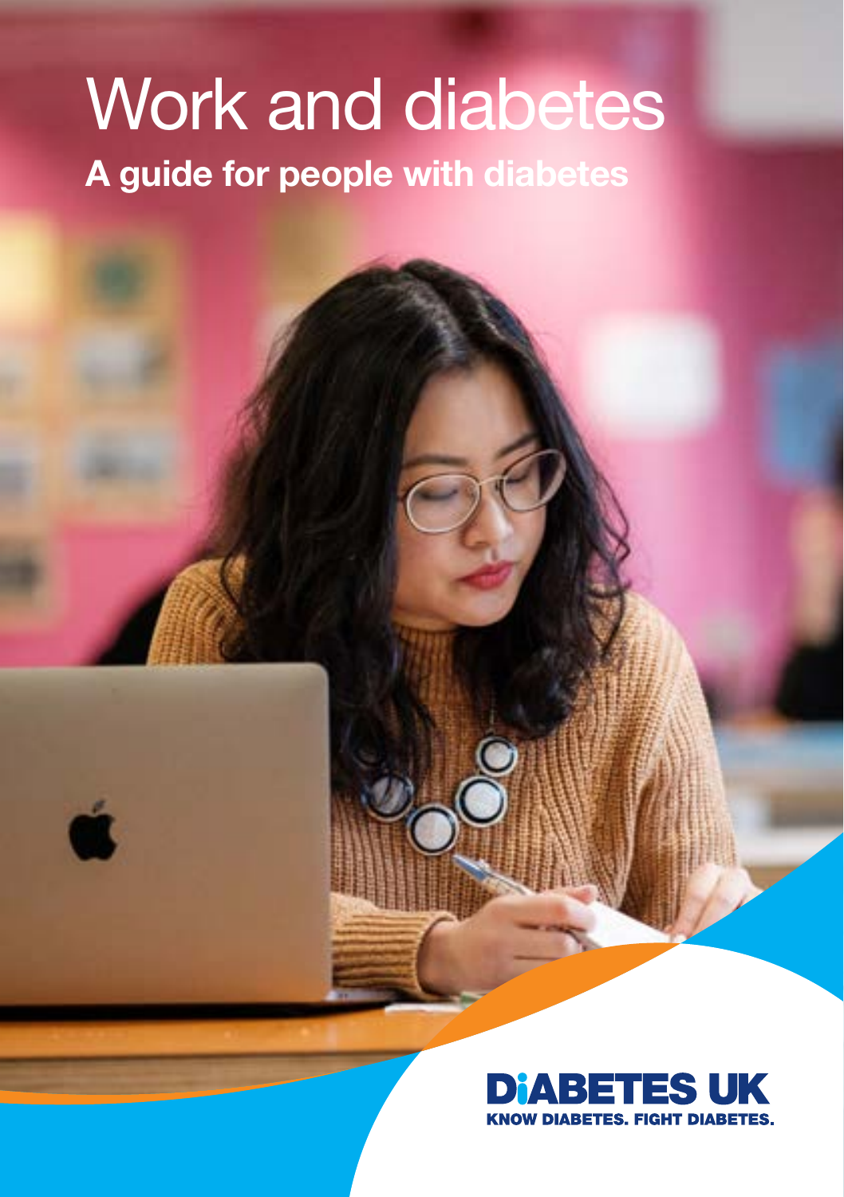# Work and diabetes

## A guide for people with diabetes

DIABETES UK

KNOW DIABETES. FIGHT DIABETES.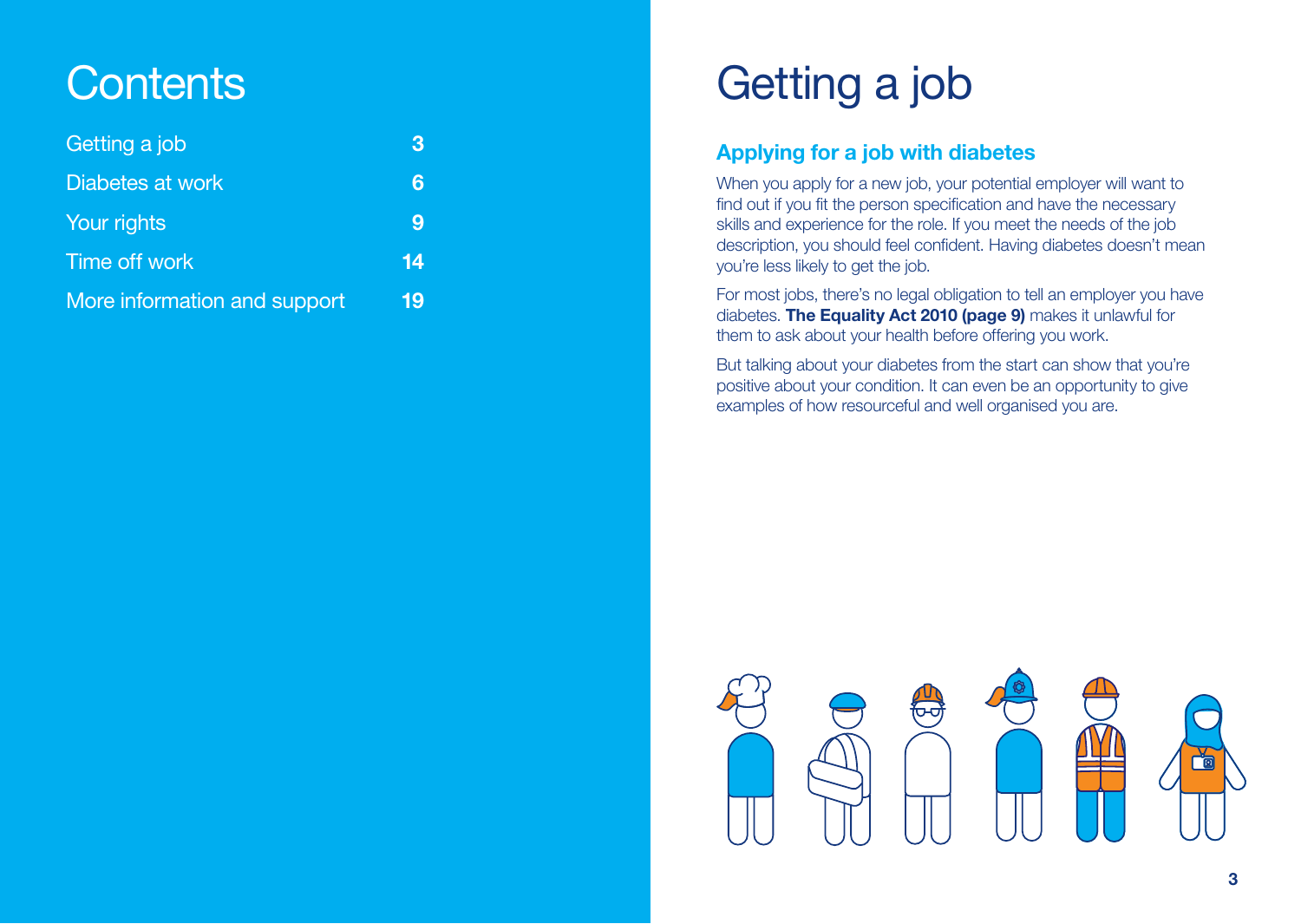# Contents

| | |
|---|---|
| Getting a job | 3 |
| Diabetes at work | 6 |
| Your rights | 9 |
| Time off work | 14 |
| More information and support | 19 |

# Getting a job

## Applying for a job with diabetes

When you apply for a new job, your potential employer will want to find out if you fit the person specification and have the necessary skills and experience for the role. If you meet the needs of the job description, you should feel confident. Having diabetes doesn't mean you're less likely to get the job.

For most jobs, there's no legal obligation to tell an employer you have diabetes. **The Equality Act 2010 (page 9)** makes it unlawful for them to ask about your health before offering you work.

But talking about your diabetes from the start can show that you're positive about your condition. It can even be an opportunity to give examples of how resourceful and well organised you are.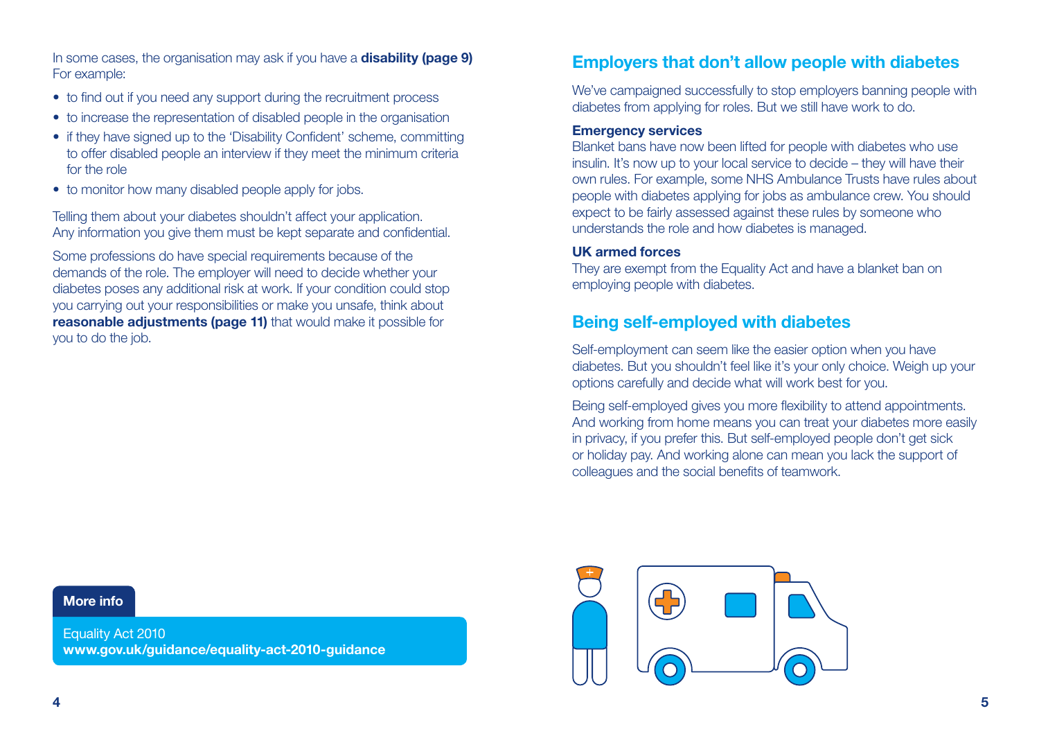In some cases, the organisation may ask if you have a **disability (page 9)** For example:

- to find out if you need any support during the recruitment process
- to increase the representation of disabled people in the organisation
- if they have signed up to the 'Disability Confident' scheme, committing to offer disabled people an interview if they meet the minimum criteria for the role
- to monitor how many disabled people apply for jobs.

Telling them about your diabetes shouldn't affect your application. Any information you give them must be kept separate and confidential.

Some professions do have special requirements because of the demands of the role. The employer will need to decide whether your diabetes poses any additional risk at work. If your condition could stop you carrying out your responsibilities or make you unsafe, think about **reasonable adjustments (page 11)** that would make it possible for you to do the job.

**More info**

Equality Act 2010
**www.gov.uk/guidance/equality-act-2010-guidance**

## Employers that don't allow people with diabetes

We've campaigned successfully to stop employers banning people with diabetes from applying for roles. But we still have work to do.

**Emergency services**
Blanket bans have now been lifted for people with diabetes who use insulin. It's now up to your local service to decide – they will have their own rules. For example, some NHS Ambulance Trusts have rules about people with diabetes applying for jobs as ambulance crew. You should expect to be fairly assessed against these rules by someone who understands the role and how diabetes is managed.

**UK armed forces**
They are exempt from the Equality Act and have a blanket ban on employing people with diabetes.

## Being self-employed with diabetes

Self-employment can seem like the easier option when you have diabetes. But you shouldn't feel like it's your only choice. Weigh up your options carefully and decide what will work best for you.

Being self-employed gives you more flexibility to attend appointments. And working from home means you can treat your diabetes more easily in privacy, if you prefer this. But self-employed people don't get sick or holiday pay. And working alone can mean you lack the support of colleagues and the social benefits of teamwork.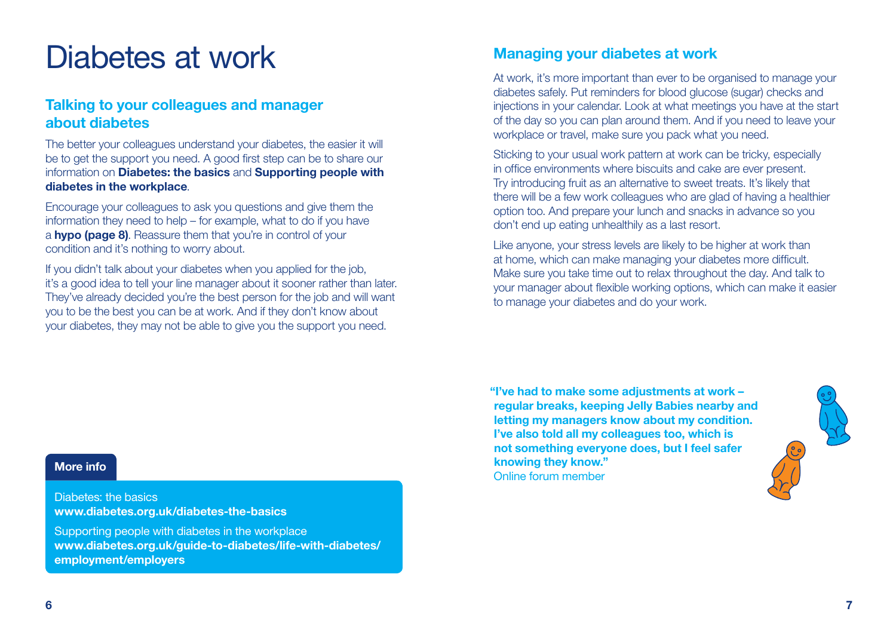# Diabetes at work

## Talking to your colleagues and manager about diabetes

The better your colleagues understand your diabetes, the easier it will be to get the support you need. A good first step can be to share our information on **Diabetes: the basics** and **Supporting people with diabetes in the workplace**.

Encourage your colleagues to ask you questions and give them the information they need to help – for example, what to do if you have a **hypo (page 8)**. Reassure them that you're in control of your condition and it's nothing to worry about.

If you didn't talk about your diabetes when you applied for the job, it's a good idea to tell your line manager about it sooner rather than later. They've already decided you're the best person for the job and will want you to be the best you can be at work. And if they don't know about your diabetes, they may not be able to give you the support you need.

**More info**

Diabetes: the basics
**www.diabetes.org.uk/diabetes-the-basics**

Supporting people with diabetes in the workplace
**www.diabetes.org.uk/guide-to-diabetes/life-with-diabetes/employment/employers**

## Managing your diabetes at work

At work, it's more important than ever to be organised to manage your diabetes safely. Put reminders for blood glucose (sugar) checks and injections in your calendar. Look at what meetings you have at the start of the day so you can plan around them. And if you need to leave your workplace or travel, make sure you pack what you need.

Sticking to your usual work pattern at work can be tricky, especially in office environments where biscuits and cake are ever present. Try introducing fruit as an alternative to sweet treats. It's likely that there will be a few work colleagues who are glad of having a healthier option too. And prepare your lunch and snacks in advance so you don't end up eating unhealthily as a last resort.

Like anyone, your stress levels are likely to be higher at work than at home, which can make managing your diabetes more difficult. Make sure you take time out to relax throughout the day. And talk to your manager about flexible working options, which can make it easier to manage your diabetes and do your work.

**"I've had to make some adjustments at work – regular breaks, keeping Jelly Babies nearby and letting my managers know about my condition. I've also told all my colleagues too, which is not something everyone does, but I feel safer knowing they know."**
Online forum member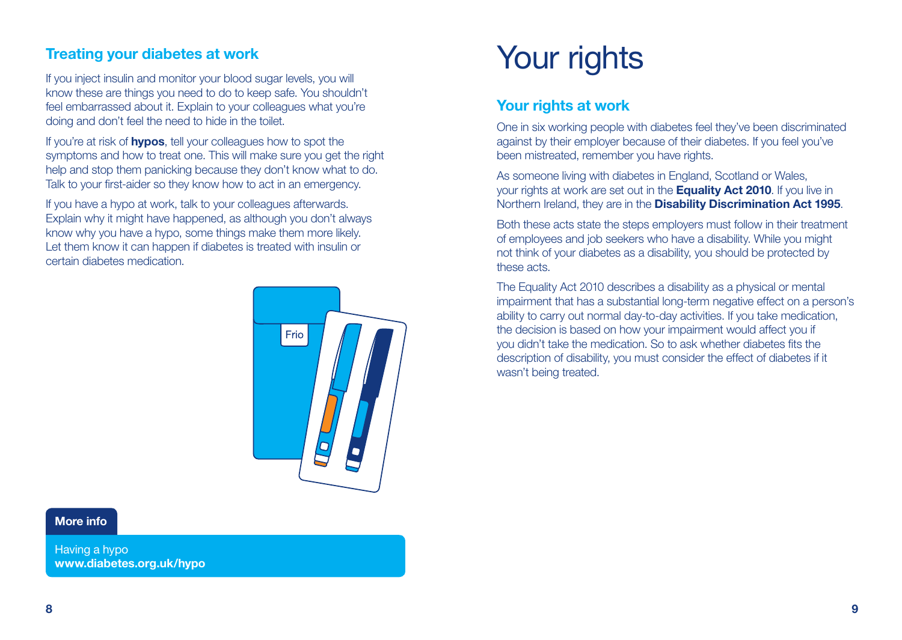## Treating your diabetes at work

If you inject insulin and monitor your blood sugar levels, you will know these are things you need to do to keep safe. You shouldn't feel embarrassed about it. Explain to your colleagues what you're doing and don't feel the need to hide in the toilet.

If you're at risk of **hypos**, tell your colleagues how to spot the symptoms and how to treat one. This will make sure you get the right help and stop them panicking because they don't know what to do. Talk to your first-aider so they know how to act in an emergency.

If you have a hypo at work, talk to your colleagues afterwards. Explain why it might have happened, as although you don't always know why you have a hypo, some things make them more likely. Let them know it can happen if diabetes is treated with insulin or certain diabetes medication.

**More info**

Having a hypo
**www.diabetes.org.uk/hypo**

# Your rights

## Your rights at work

One in six working people with diabetes feel they've been discriminated against by their employer because of their diabetes. If you feel you've been mistreated, remember you have rights.

As someone living with diabetes in England, Scotland or Wales, your rights at work are set out in the **Equality Act 2010**. If you live in Northern Ireland, they are in the **Disability Discrimination Act 1995**.

Both these acts state the steps employers must follow in their treatment of employees and job seekers who have a disability. While you might not think of your diabetes as a disability, you should be protected by these acts.

The Equality Act 2010 describes a disability as a physical or mental impairment that has a substantial long-term negative effect on a person's ability to carry out normal day-to-day activities. If you take medication, the decision is based on how your impairment would affect you if you didn't take the medication. So to ask whether diabetes fits the description of disability, you must consider the effect of diabetes if it wasn't being treated.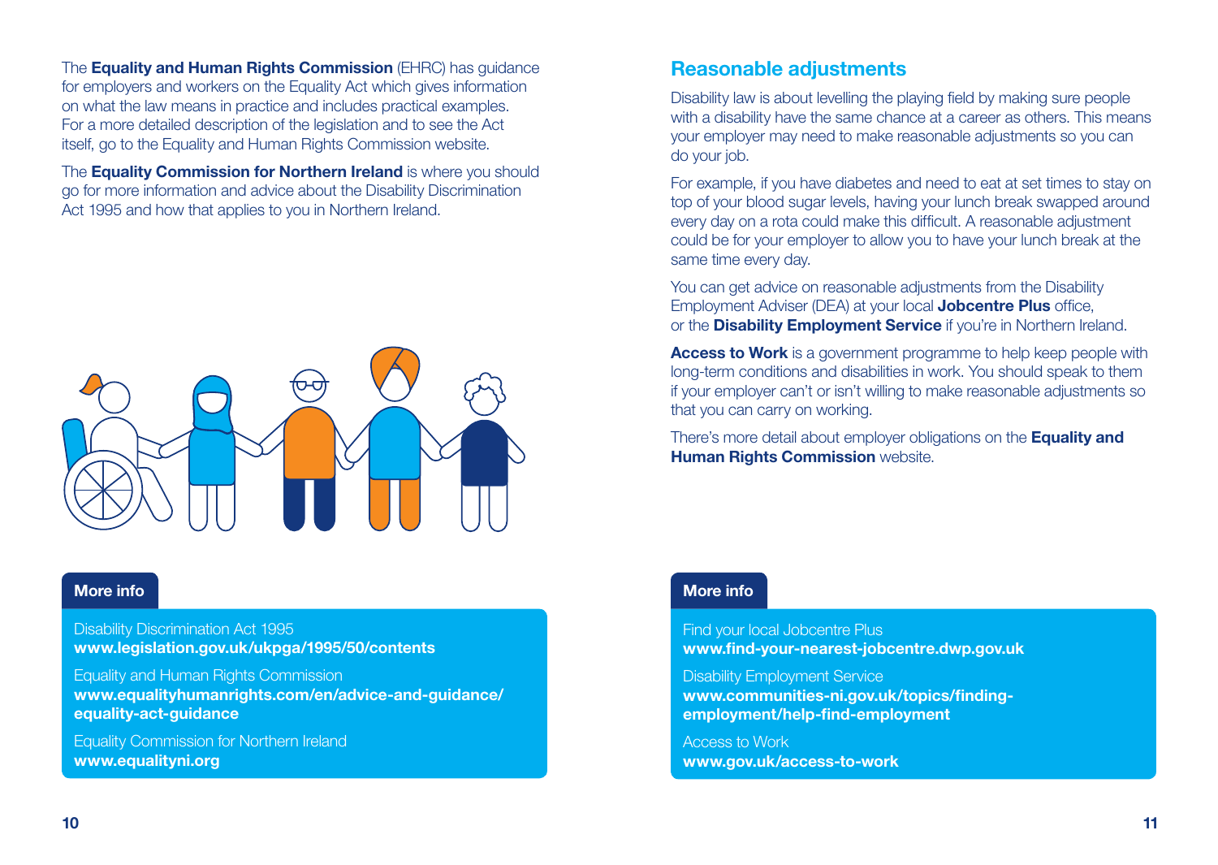The **Equality and Human Rights Commission** (EHRC) has guidance for employers and workers on the Equality Act which gives information on what the law means in practice and includes practical examples. For a more detailed description of the legislation and to see the Act itself, go to the Equality and Human Rights Commission website.

The **Equality Commission for Northern Ireland** is where you should go for more information and advice about the Disability Discrimination Act 1995 and how that applies to you in Northern Ireland.

**More info**

Disability Discrimination Act 1995
**www.legislation.gov.uk/ukpga/1995/50/contents**

Equality and Human Rights Commission
**www.equalityhumanrights.com/en/advice-and-guidance/equality-act-guidance**

Equality Commission for Northern Ireland
**www.equalityni.org**

## Reasonable adjustments

Disability law is about levelling the playing field by making sure people with a disability have the same chance at a career as others. This means your employer may need to make reasonable adjustments so you can do your job.

For example, if you have diabetes and need to eat at set times to stay on top of your blood sugar levels, having your lunch break swapped around every day on a rota could make this difficult. A reasonable adjustment could be for your employer to allow you to have your lunch break at the same time every day.

You can get advice on reasonable adjustments from the Disability Employment Adviser (DEA) at your local **Jobcentre Plus** office, or the **Disability Employment Service** if you're in Northern Ireland.

**Access to Work** is a government programme to help keep people with long-term conditions and disabilities in work. You should speak to them if your employer can't or isn't willing to make reasonable adjustments so that you can carry on working.

There's more detail about employer obligations on the **Equality and Human Rights Commission** website.

**More info**

Find your local Jobcentre Plus
**www.find-your-nearest-jobcentre.dwp.gov.uk**

Disability Employment Service
**www.communities-ni.gov.uk/topics/finding-employment/help-find-employment**

Access to Work
**www.gov.uk/access-to-work**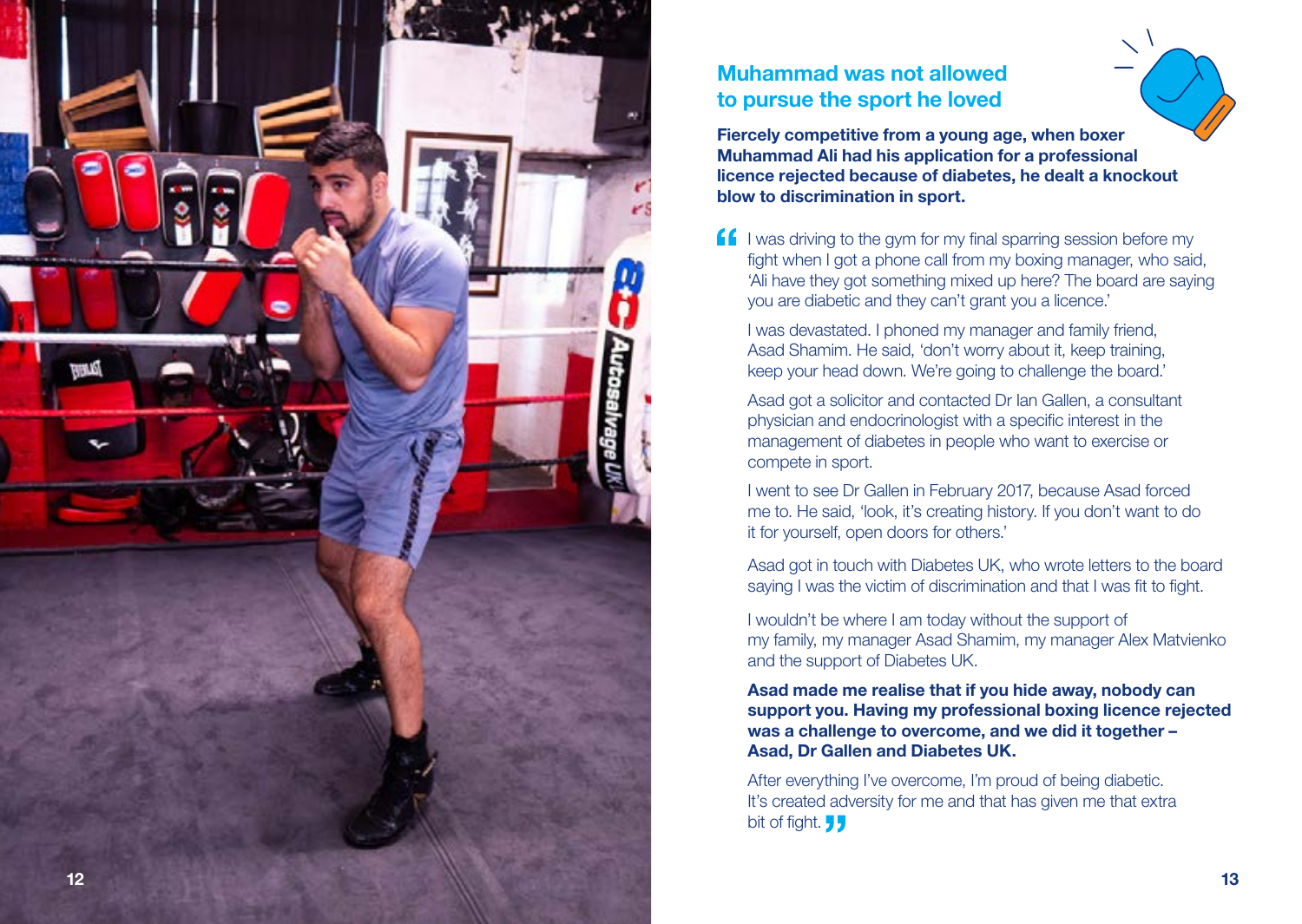## Muhammad was not allowed to pursue the sport he loved

**Fiercely competitive from a young age, when boxer Muhammad Ali had his application for a professional licence rejected because of diabetes, he dealt a knockout blow to discrimination in sport.**

"I was driving to the gym for my final sparring session before my fight when I got a phone call from my boxing manager, who said, 'Ali have they got something mixed up here? The board are saying you are diabetic and they can't grant you a licence.'

I was devastated. I phoned my manager and family friend, Asad Shamim. He said, 'don't worry about it, keep training, keep your head down. We're going to challenge the board.'

Asad got a solicitor and contacted Dr Ian Gallen, a consultant physician and endocrinologist with a specific interest in the management of diabetes in people who want to exercise or compete in sport.

I went to see Dr Gallen in February 2017, because Asad forced me to. He said, 'look, it's creating history. If you don't want to do it for yourself, open doors for others.'

Asad got in touch with Diabetes UK, who wrote letters to the board saying I was the victim of discrimination and that I was fit to fight.

I wouldn't be where I am today without the support of my family, my manager Asad Shamim, my manager Alex Matvienko and the support of Diabetes UK.

**Asad made me realise that if you hide away, nobody can support you. Having my professional boxing licence rejected was a challenge to overcome, and we did it together – Asad, Dr Gallen and Diabetes UK.**

After everything I've overcome, I'm proud of being diabetic. It's created adversity for me and that has given me that extra bit of fight."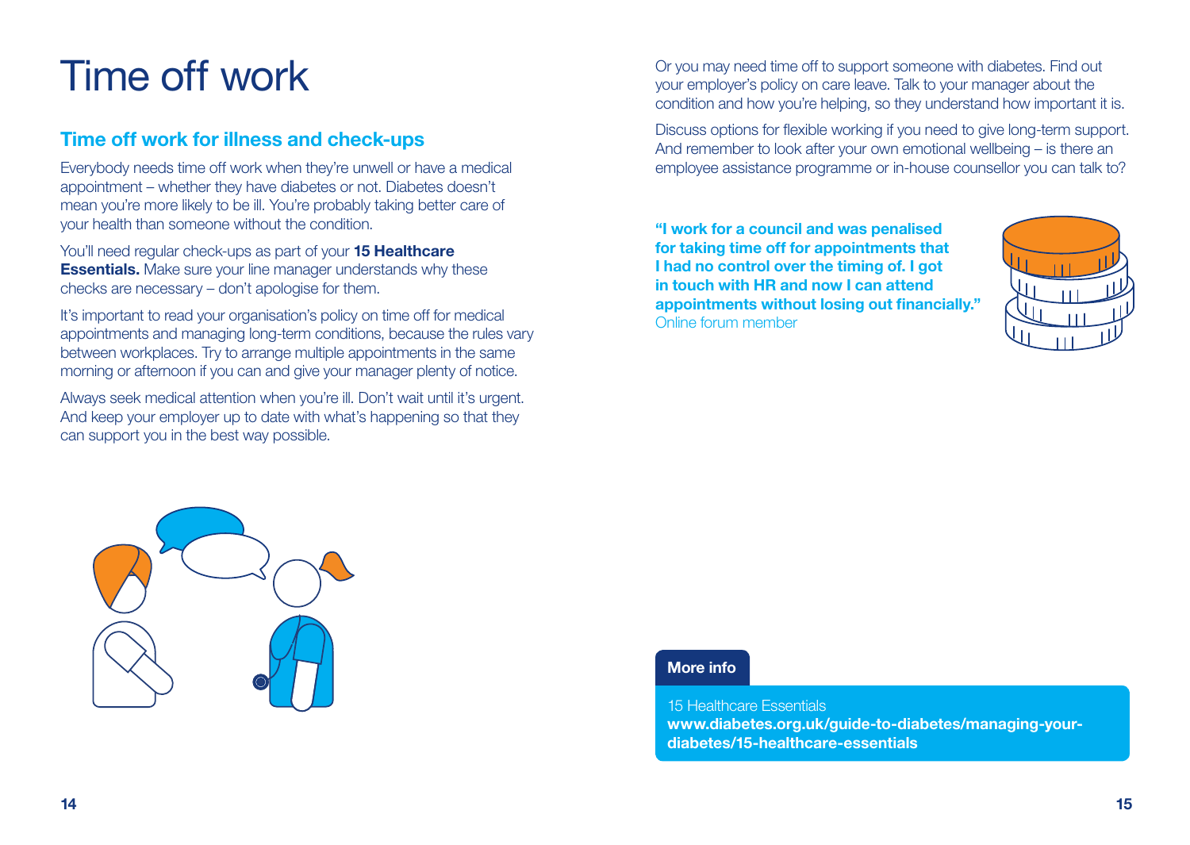# Time off work

## Time off work for illness and check-ups

Everybody needs time off work when they're unwell or have a medical appointment – whether they have diabetes or not. Diabetes doesn't mean you're more likely to be ill. You're probably taking better care of your health than someone without the condition.

You'll need regular check-ups as part of your **15 Healthcare Essentials.** Make sure your line manager understands why these checks are necessary – don't apologise for them.

It's important to read your organisation's policy on time off for medical appointments and managing long-term conditions, because the rules vary between workplaces. Try to arrange multiple appointments in the same morning or afternoon if you can and give your manager plenty of notice.

Always seek medical attention when you're ill. Don't wait until it's urgent. And keep your employer up to date with what's happening so that they can support you in the best way possible.

Or you may need time off to support someone with diabetes. Find out your employer's policy on care leave. Talk to your manager about the condition and how you're helping, so they understand how important it is.

Discuss options for flexible working if you need to give long-term support. And remember to look after your own emotional wellbeing – is there an employee assistance programme or in-house counsellor you can talk to?

**"I work for a council and was penalised for taking time off for appointments that I had no control over the timing of. I got in touch with HR and now I can attend appointments without losing out financially."**
Online forum member

**More info**

15 Healthcare Essentials
**www.diabetes.org.uk/guide-to-diabetes/managing-your-diabetes/15-healthcare-essentials**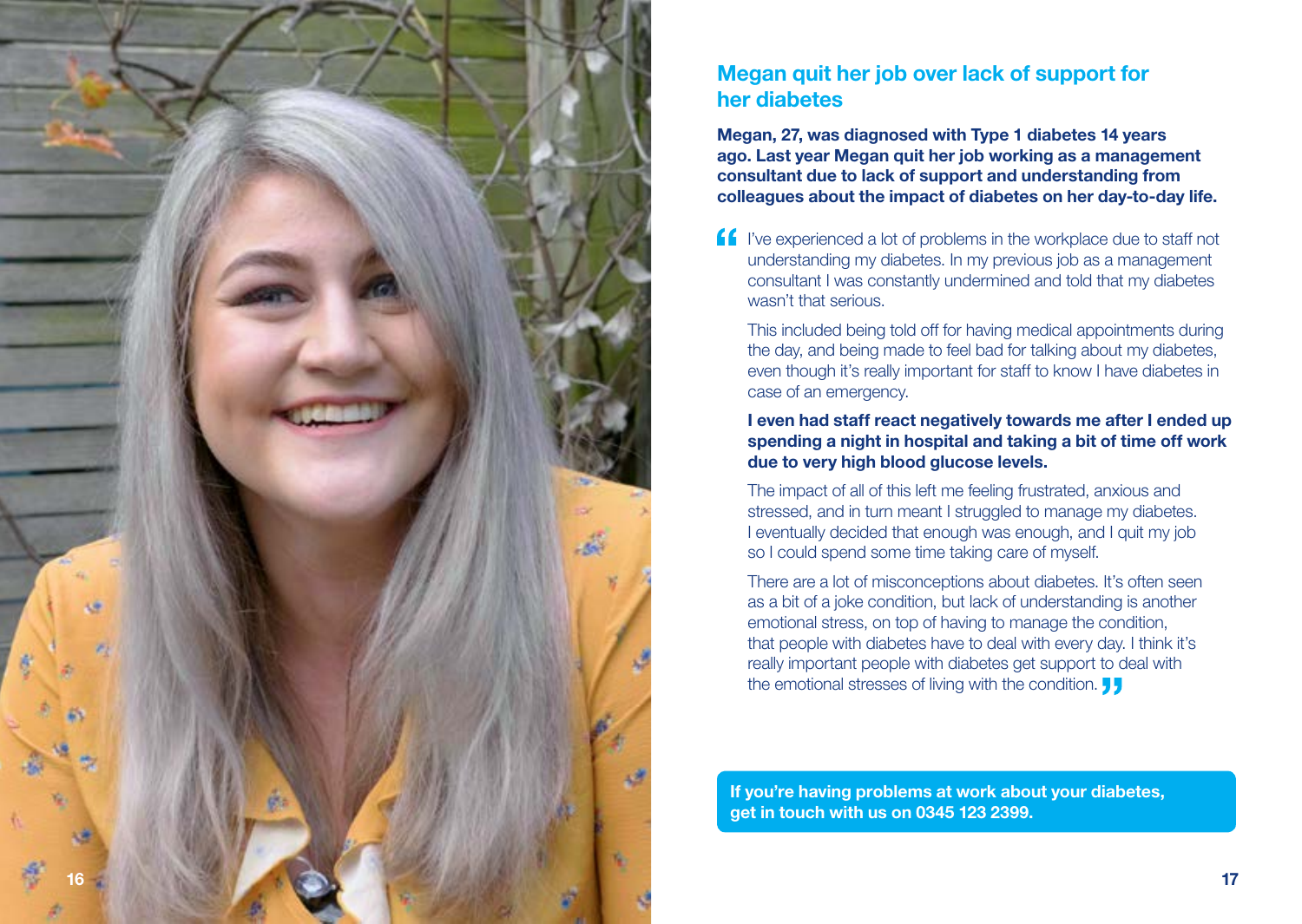## Megan quit her job over lack of support for her diabetes

**Megan, 27, was diagnosed with Type 1 diabetes 14 years ago. Last year Megan quit her job working as a management consultant due to lack of support and understanding from colleagues about the impact of diabetes on her day-to-day life.**

"I've experienced a lot of problems in the workplace due to staff not understanding my diabetes. In my previous job as a management consultant I was constantly undermined and told that my diabetes wasn't that serious.

This included being told off for having medical appointments during the day, and being made to feel bad for talking about my diabetes, even though it's really important for staff to know I have diabetes in case of an emergency.

**I even had staff react negatively towards me after I ended up spending a night in hospital and taking a bit of time off work due to very high blood glucose levels.**

The impact of all of this left me feeling frustrated, anxious and stressed, and in turn meant I struggled to manage my diabetes. I eventually decided that enough was enough, and I quit my job so I could spend some time taking care of myself.

There are a lot of misconceptions about diabetes. It's often seen as a bit of a joke condition, but lack of understanding is another emotional stress, on top of having to manage the condition, that people with diabetes have to deal with every day. I think it's really important people with diabetes get support to deal with the emotional stresses of living with the condition."

**If you're having problems at work about your diabetes, get in touch with us on 0345 123 2399.**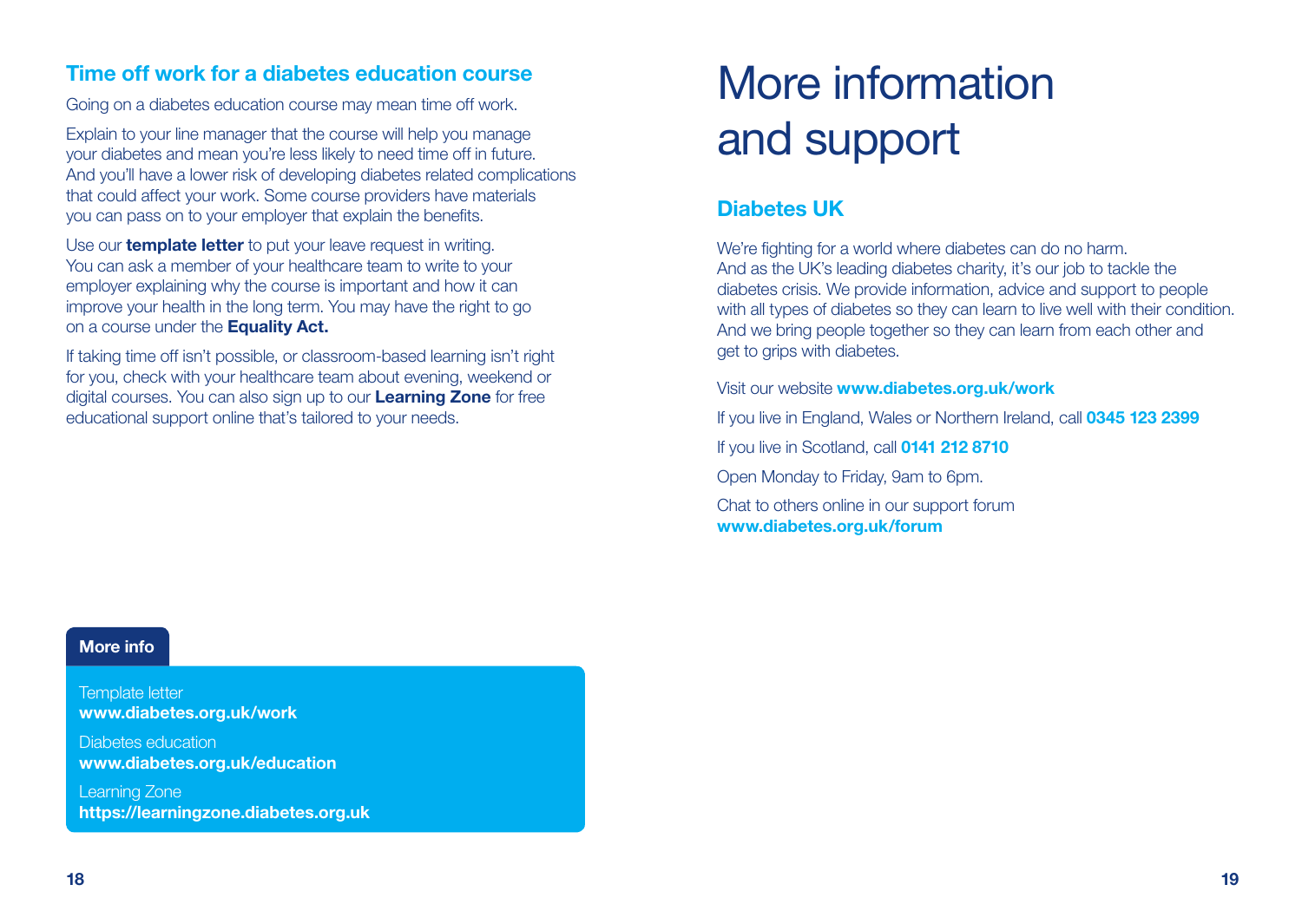## Time off work for a diabetes education course

Going on a diabetes education course may mean time off work.

Explain to your line manager that the course will help you manage your diabetes and mean you're less likely to need time off in future. And you'll have a lower risk of developing diabetes related complications that could affect your work. Some course providers have materials you can pass on to your employer that explain the benefits.

Use our **template letter** to put your leave request in writing. You can ask a member of your healthcare team to write to your employer explaining why the course is important and how it can improve your health in the long term. You may have the right to go on a course under the **Equality Act.**

If taking time off isn't possible, or classroom-based learning isn't right for you, check with your healthcare team about evening, weekend or digital courses. You can also sign up to our **Learning Zone** for free educational support online that's tailored to your needs.

**More info**

Template letter
**www.diabetes.org.uk/work**

Diabetes education
**www.diabetes.org.uk/education**

Learning Zone
**https://learningzone.diabetes.org.uk**

# More information and support

## Diabetes UK

We're fighting for a world where diabetes can do no harm. And as the UK's leading diabetes charity, it's our job to tackle the diabetes crisis. We provide information, advice and support to people with all types of diabetes so they can learn to live well with their condition. And we bring people together so they can learn from each other and get to grips with diabetes.

Visit our website **www.diabetes.org.uk/work**

If you live in England, Wales or Northern Ireland, call **0345 123 2399**

If you live in Scotland, call **0141 212 8710**

Open Monday to Friday, 9am to 6pm.

Chat to others online in our support forum **www.diabetes.org.uk/forum**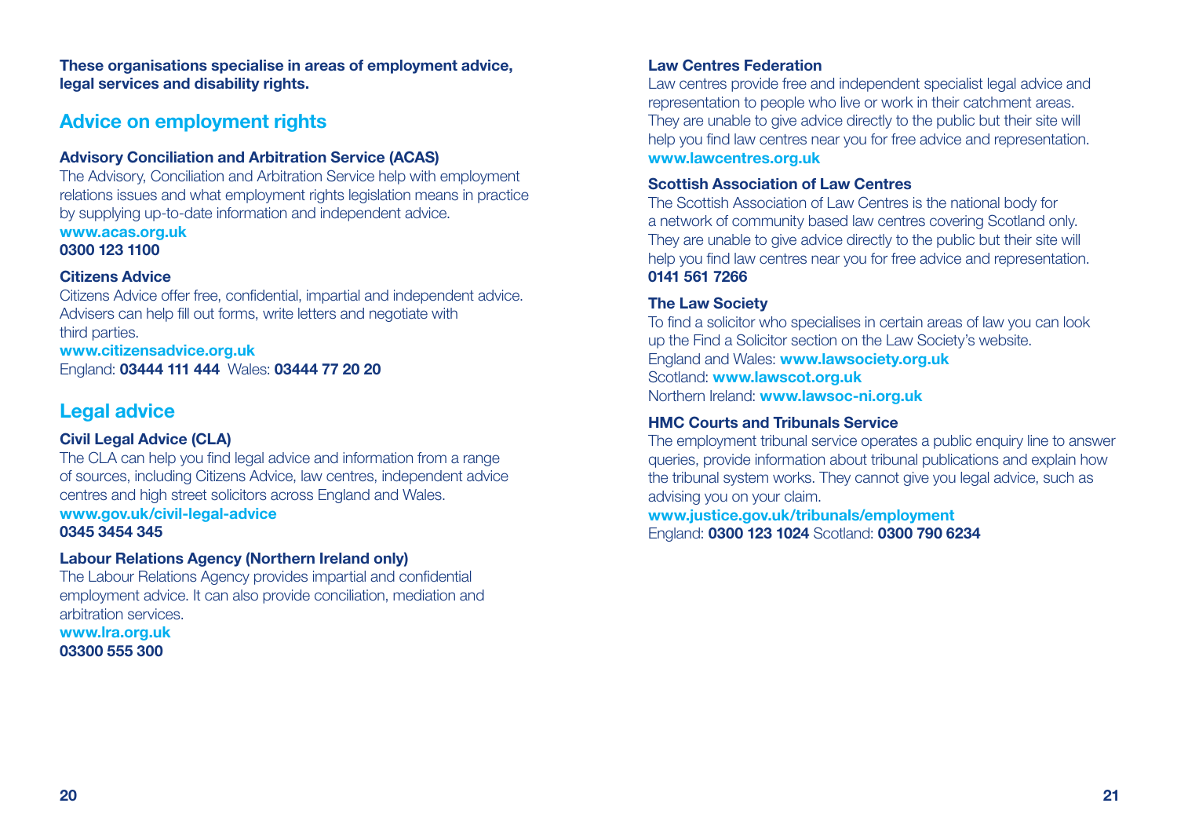**These organisations specialise in areas of employment advice, legal services and disability rights.**

## Advice on employment rights

### Advisory Conciliation and Arbitration Service (ACAS)

The Advisory, Conciliation and Arbitration Service help with employment relations issues and what employment rights legislation means in practice by supplying up-to-date information and independent advice.

**www.acas.org.uk**
**0300 123 1100**

### Citizens Advice

Citizens Advice offer free, confidential, impartial and independent advice. Advisers can help fill out forms, write letters and negotiate with third parties.

**www.citizensadvice.org.uk**
England: **03444 111 444** Wales: **03444 77 20 20**

## Legal advice

### Civil Legal Advice (CLA)

The CLA can help you find legal advice and information from a range of sources, including Citizens Advice, law centres, independent advice centres and high street solicitors across England and Wales.

**www.gov.uk/civil-legal-advice**
**0345 3454 345**

### Labour Relations Agency (Northern Ireland only)

The Labour Relations Agency provides impartial and confidential employment advice. It can also provide conciliation, mediation and arbitration services.

**www.lra.org.uk**
**03300 555 300**

### Law Centres Federation

Law centres provide free and independent specialist legal advice and representation to people who live or work in their catchment areas. They are unable to give advice directly to the public but their site will help you find law centres near you for free advice and representation.

**www.lawcentres.org.uk**

### Scottish Association of Law Centres

The Scottish Association of Law Centres is the national body for a network of community based law centres covering Scotland only. They are unable to give advice directly to the public but their site will help you find law centres near you for free advice and representation.

**0141 561 7266**

### The Law Society

To find a solicitor who specialises in certain areas of law you can look up the Find a Solicitor section on the Law Society's website.

England and Wales: **www.lawsociety.org.uk**
Scotland: **www.lawscot.org.uk**
Northern Ireland: **www.lawsoc-ni.org.uk**

### HMC Courts and Tribunals Service

The employment tribunal service operates a public enquiry line to answer queries, provide information about tribunal publications and explain how the tribunal system works. They cannot give you legal advice, such as advising you on your claim.

**www.justice.gov.uk/tribunals/employment**
England: **0300 123 1024** Scotland: **0300 790 6234**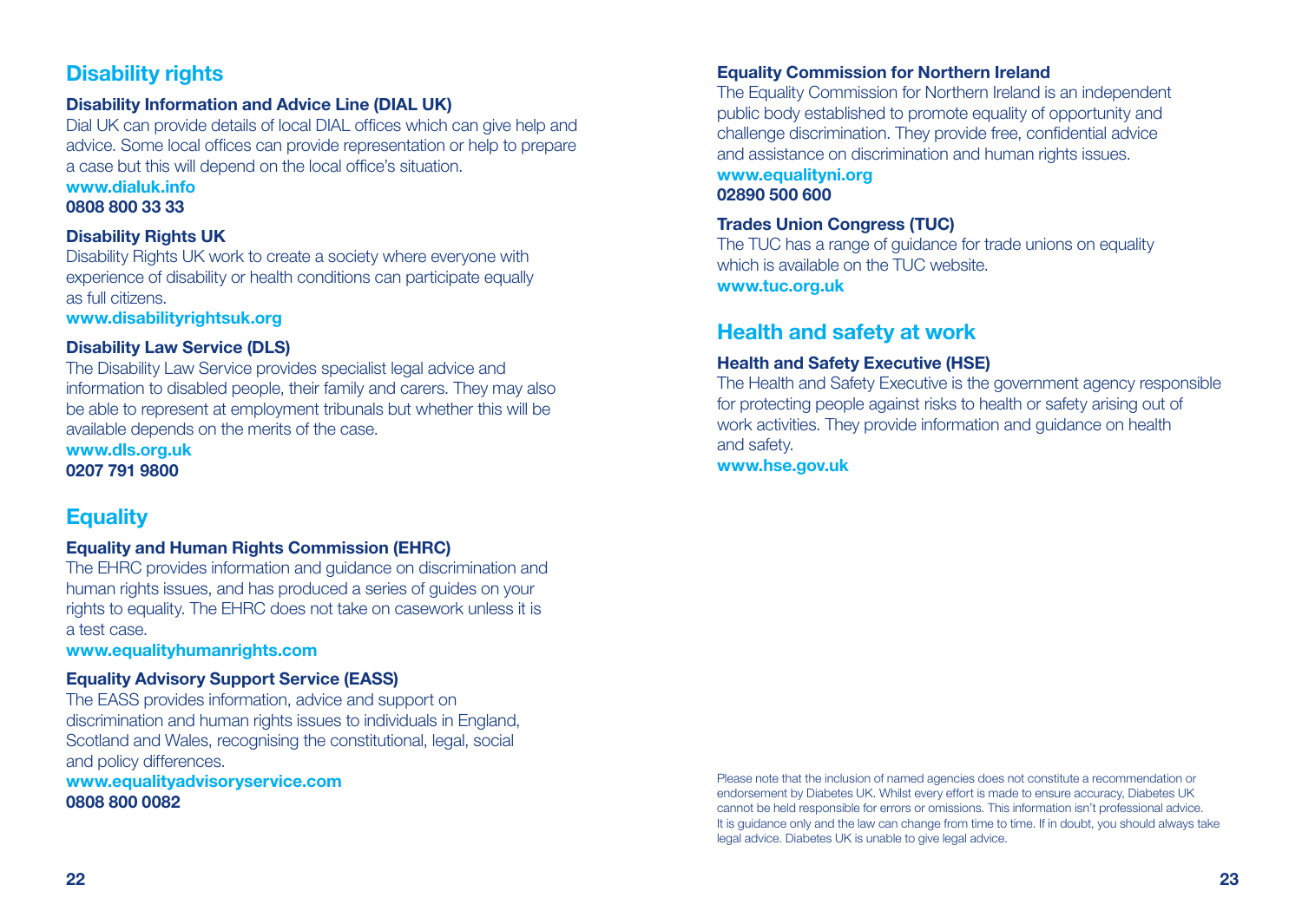## Disability rights

### Disability Information and Advice Line (DIAL UK)

Dial UK can provide details of local DIAL offices which can give help and advice. Some local offices can provide representation or help to prepare a case but this will depend on the local office's situation.

**www.dialuk.info**
**0808 800 33 33**

### Disability Rights UK

Disability Rights UK work to create a society where everyone with experience of disability or health conditions can participate equally as full citizens.

**www.disabilityrightsuk.org**

### Disability Law Service (DLS)

The Disability Law Service provides specialist legal advice and information to disabled people, their family and carers. They may also be able to represent at employment tribunals but whether this will be available depends on the merits of the case.

**www.dls.org.uk**
**0207 791 9800**

## Equality

### Equality and Human Rights Commission (EHRC)

The EHRC provides information and guidance on discrimination and human rights issues, and has produced a series of guides on your rights to equality. The EHRC does not take on casework unless it is a test case.

**www.equalityhumanrights.com**

### Equality Advisory Support Service (EASS)

The EASS provides information, advice and support on discrimination and human rights issues to individuals in England, Scotland and Wales, recognising the constitutional, legal, social and policy differences.

**www.equalityadvisoryservice.com**
**0808 800 0082**

### Equality Commission for Northern Ireland

The Equality Commission for Northern Ireland is an independent public body established to promote equality of opportunity and challenge discrimination. They provide free, confidential advice and assistance on discrimination and human rights issues.

**www.equalityni.org**
**02890 500 600**

### Trades Union Congress (TUC)

The TUC has a range of guidance for trade unions on equality which is available on the TUC website.

**www.tuc.org.uk**

## Health and safety at work

### Health and Safety Executive (HSE)

The Health and Safety Executive is the government agency responsible for protecting people against risks to health or safety arising out of work activities. They provide information and guidance on health and safety.

**www.hse.gov.uk**

Please note that the inclusion of named agencies does not constitute a recommendation or endorsement by Diabetes UK. Whilst every effort is made to ensure accuracy, Diabetes UK cannot be held responsible for errors or omissions. This information isn't professional advice. It is guidance only and the law can change from time to time. If in doubt, you should always take legal advice. Diabetes UK is unable to give legal advice.